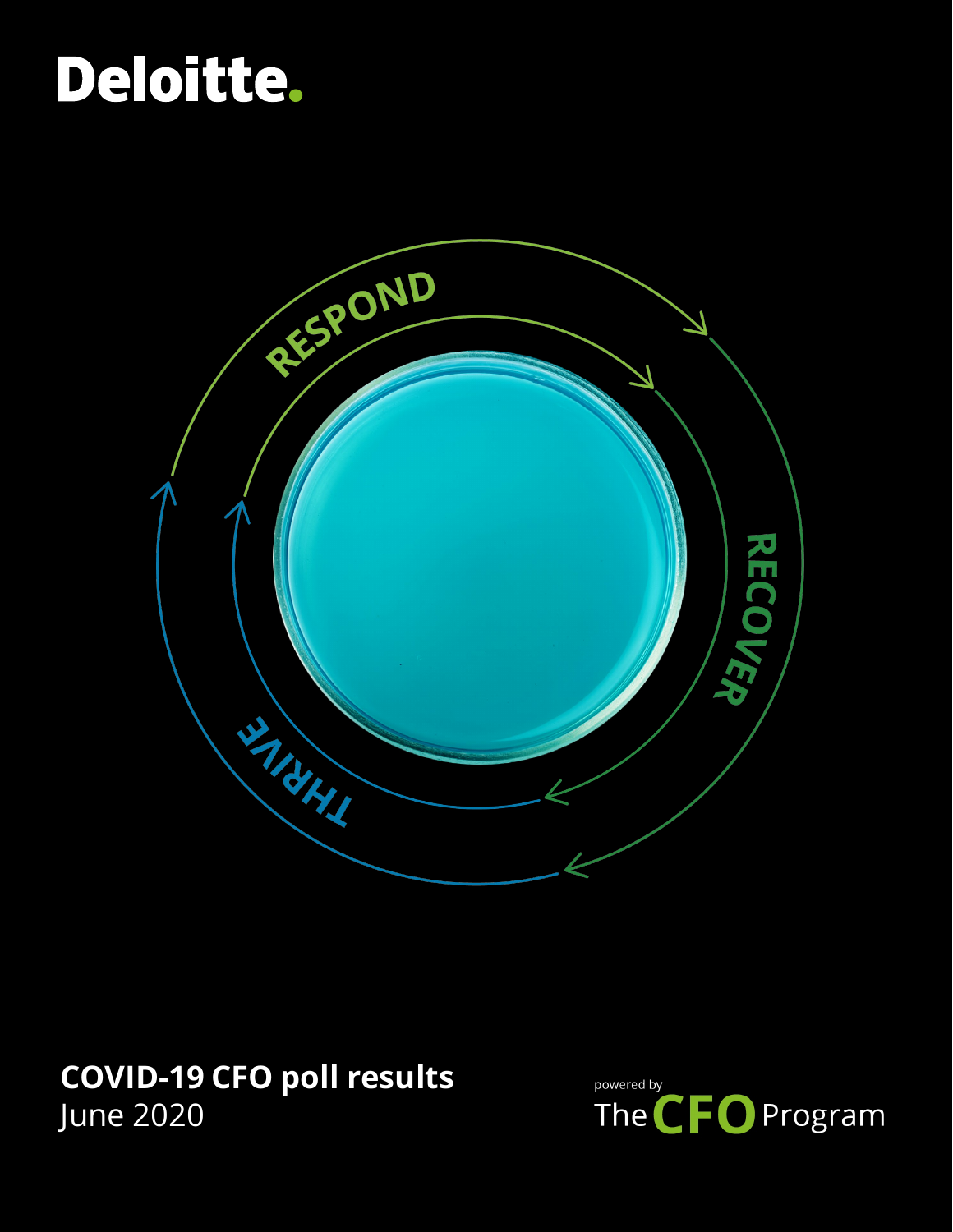Deloitte.

RESPOND

RECOVER

THRIVE

# COVID-19 CFO poll results

June 2020

powered by The CFO Program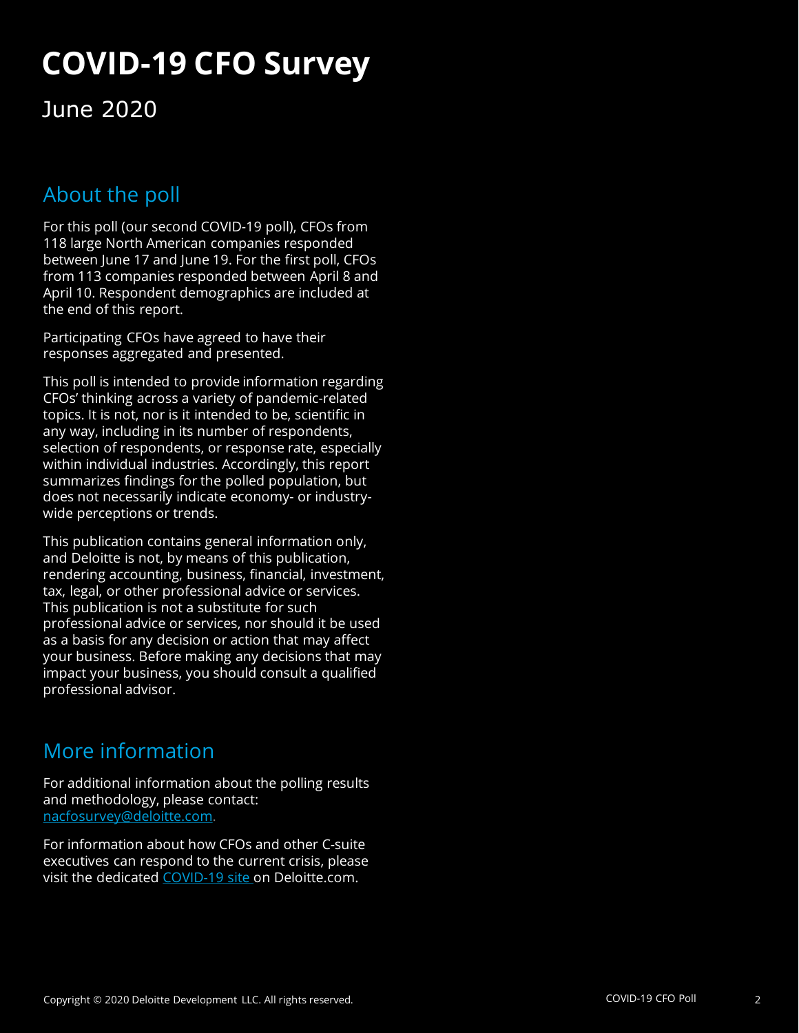# COVID-19 CFO Survey

June 2020

## About the poll

For this poll (our second COVID-19 poll), CFOs from 118 large North American companies responded between June 17 and June 19. For the first poll, CFOs from 113 companies responded between April 8 and April 10. Respondent demographics are included at the end of this report.

Participating CFOs have agreed to have their responses aggregated and presented.

This poll is intended to provide information regarding CFOs' thinking across a variety of pandemic-related topics. It is not, nor is it intended to be, scientific in any way, including in its number of respondents, selection of respondents, or response rate, especially within individual industries. Accordingly, this report summarizes findings for the polled population, but does not necessarily indicate economy- or industry-wide perceptions or trends.

This publication contains general information only, and Deloitte is not, by means of this publication, rendering accounting, business, financial, investment, tax, legal, or other professional advice or services. This publication is not a substitute for such professional advice or services, nor should it be used as a basis for any decision or action that may affect your business. Before making any decisions that may impact your business, you should consult a qualified professional advisor.

## More information

For additional information about the polling results and methodology, please contact: nacfosurvey@deloitte.com.

For information about how CFOs and other C-suite executives can respond to the current crisis, please visit the dedicated COVID-19 site on Deloitte.com.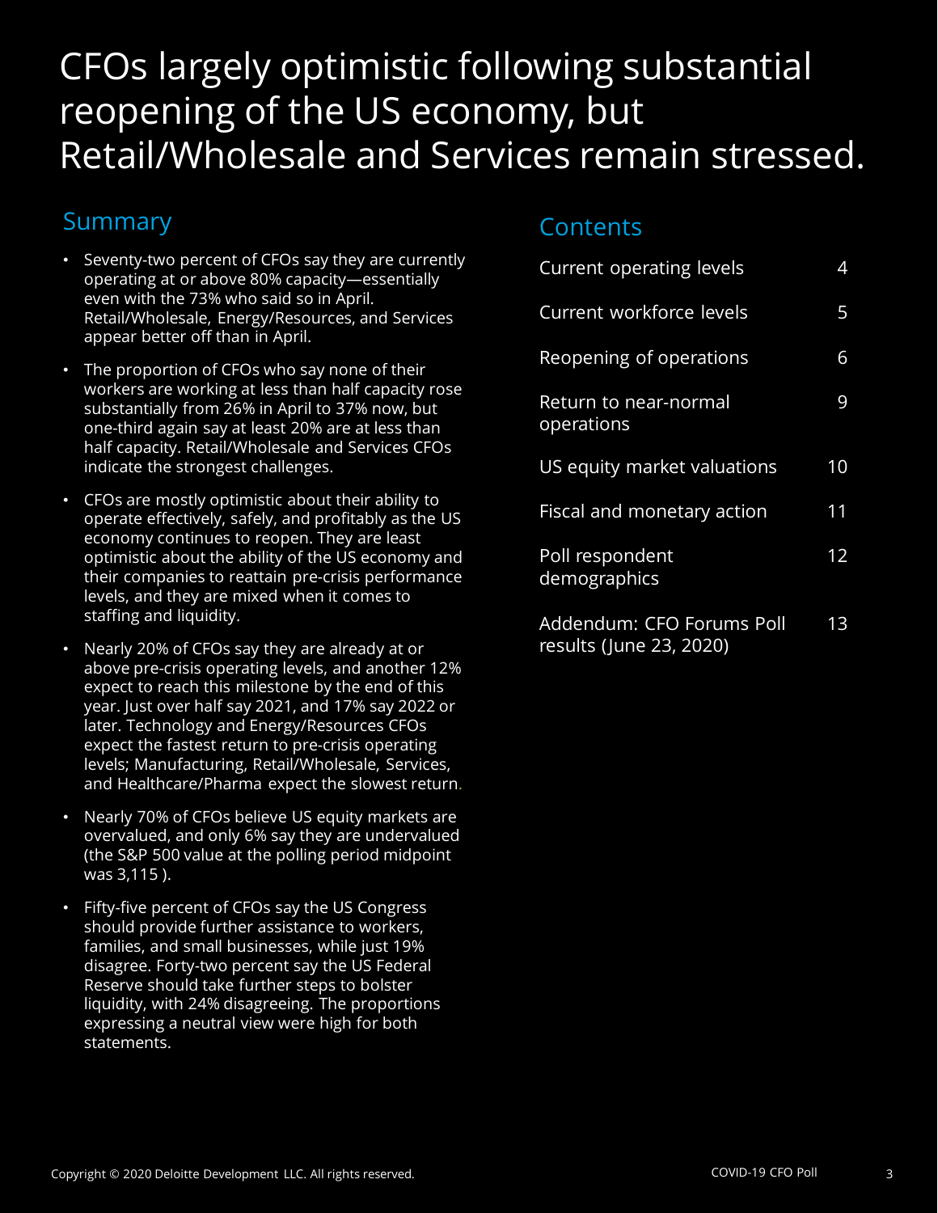# CFOs largely optimistic following substantial reopening of the US economy, but Retail/Wholesale and Services remain stressed.

## Summary

- Seventy-two percent of CFOs say they are currently operating at or above 80% capacity—essentially even with the 73% who said so in April. Retail/Wholesale, Energy/Resources, and Services appear better off than in April.
- The proportion of CFOs who say none of their workers are working at less than half capacity rose substantially from 26% in April to 37% now, but one-third again say at least 20% are at less than half capacity. Retail/Wholesale and Services CFOs indicate the strongest challenges.
- CFOs are mostly optimistic about their ability to operate effectively, safely, and profitably as the US economy continues to reopen. They are least optimistic about the ability of the US economy and their companies to reattain pre-crisis performance levels, and they are mixed when it comes to staffing and liquidity.
- Nearly 20% of CFOs say they are already at or above pre-crisis operating levels, and another 12% expect to reach this milestone by the end of this year. Just over half say 2021, and 17% say 2022 or later. Technology and Energy/Resources CFOs expect the fastest return to pre-crisis operating levels; Manufacturing, Retail/Wholesale, Services, and Healthcare/Pharma expect the slowest return.
- Nearly 70% of CFOs believe US equity markets are overvalued, and only 6% say they are undervalued (the S&P 500 value at the polling period midpoint was 3,115 ).
- Fifty-five percent of CFOs say the US Congress should provide further assistance to workers, families, and small businesses, while just 19% disagree. Forty-two percent say the US Federal Reserve should take further steps to bolster liquidity, with 24% disagreeing. The proportions expressing a neutral view were high for both statements.

## Contents

| | |
|---|---|
| Current operating levels | 4 |
| Current workforce levels | 5 |
| Reopening of operations | 6 |
| Return to near-normal operations | 9 |
| US equity market valuations | 10 |
| Fiscal and monetary action | 11 |
| Poll respondent demographics | 12 |
| Addendum: CFO Forums Poll results (June 23, 2020) | 13 |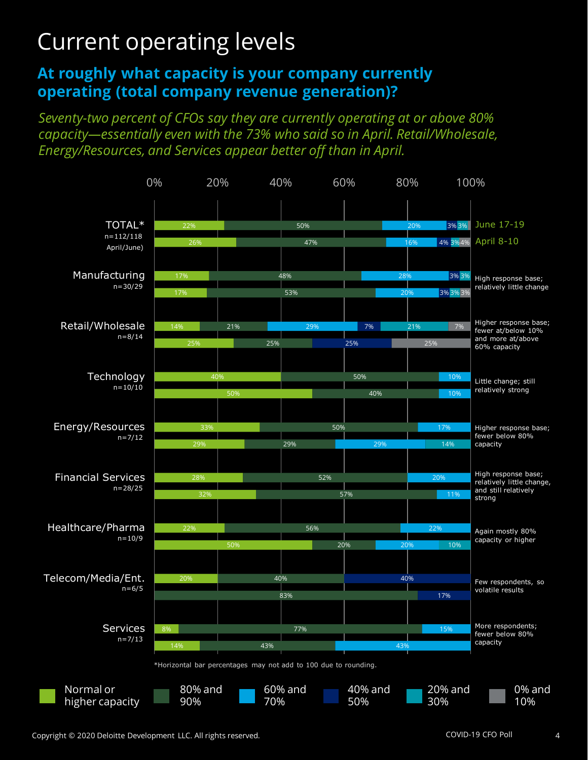# Current operating levels

## At roughly what capacity is your company currently operating (total company revenue generation)?

*Seventy-two percent of CFOs say they are currently operating at or above 80% capacity—essentially even with the 73% who said so in April. Retail/Wholesale, Energy/Resources, and Services appear better off than in April.*

| Segment | Period | Normal or higher capacity | 80% and 90% | 60% and 70% | 40% and 50% | 20% and 30% | 0% and 10% | Comment |
|---|---|---|---|---|---|---|---|---|
| TOTAL* (n=112/118 April/June) | June 17-19 | 22% | 50% | 20% | 3% | 3% | | |
| | April 8-10 | 26% | 47% | 16% | 4% | 3% | 4% | |
| Manufacturing (n=30/29) | June 17-19 | 17% | 48% | 28% | 3% | 3% | | High response base; relatively little change |
| | April 8-10 | 17% | 53% | 20% | 3% | 3% | 3% | |
| Retail/Wholesale (n=8/14) | June 17-19 | 14% | 21% | 29% | 7% | 21% | 7% | Higher response base; fewer at/below 10% and more at/above 60% capacity |
| | April 8-10 | 25% | 25% | | 25% | | 25% | |
| Technology (n=10/10) | June 17-19 | 40% | 50% | 10% | | | | Little change; still relatively strong |
| | April 8-10 | 50% | 40% | 10% | | | | |
| Energy/Resources (n=7/12) | June 17-19 | 33% | 50% | 17% | | | | Higher response base; fewer below 80% capacity |
| | April 8-10 | 29% | 29% | 29% | | 14% | | |
| Financial Services (n=28/25) | June 17-19 | 28% | 52% | 20% | | | | High response base; relatively little change, and still relatively strong |
| | April 8-10 | 32% | 57% | 11% | | | | |
| Healthcare/Pharma (n=10/9) | June 17-19 | 22% | 56% | 22% | | | | Again mostly 80% capacity or higher |
| | April 8-10 | 50% | 20% | 20% | | 10% | | |
| Telecom/Media/Ent. (n=6/5) | June 17-19 | 20% | 40% | | 40% | | | Few respondents, so volatile results |
| | April 8-10 | | 83% | | 17% | | | |
| Services (n=7/13) | June 17-19 | 8% | 77% | 15% | | | | More respondents; fewer below 80% capacity |
| | April 8-10 | 14% | 43% | 43% | | | | |

*Horizontal bar percentages may not add to 100 due to rounding.

Copyright © 2020 Deloitte Development LLC. All rights reserved.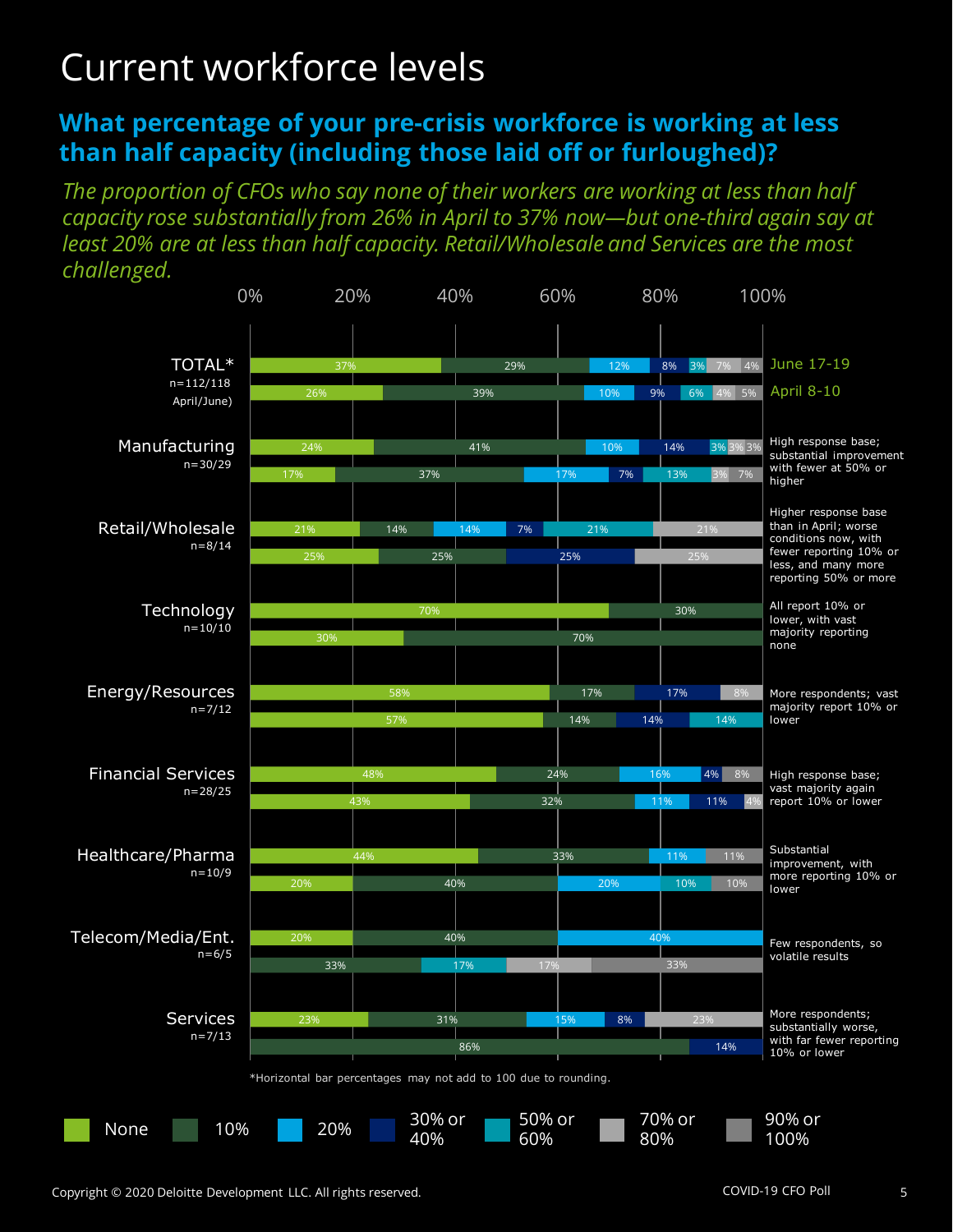# Current workforce levels

## What percentage of your pre-crisis workforce is working at less than half capacity (including those laid off or furloughed)?

*The proportion of CFOs who say none of their workers are working at less than half capacity rose substantially from 26% in April to 37% now—but one-third again say at least 20% are at less than half capacity. Retail/Wholesale and Services are the most challenged.*

| Sector | Survey | None | 10% | 20% | 30% or 40% | 50% or 60% | 70% or 80% | 90% or 100% | Notes |
|---|---|---|---|---|---|---|---|---|---|
| TOTAL* (n=112/118 April/June) | June 17-19 | 37% | 29% | 12% | 8% | 3% | 7% | 4% | |
| | April 8-10 | 26% | 39% | 10% | 9% | 6% | 4% | 5% | |
| Manufacturing (n=30/29) | June | 24% | 41% | 10% | 14% | 3% | 3% | 3% | High response base; substantial improvement with fewer at 50% or higher |
| | April | 17% | 37% | 17% | 7% | 13% | 3% | 7% | |
| Retail/Wholesale (n=8/14) | June | 21% | 14% | 14% | 7% | 21% | 21% | | Higher response base than in April; worse conditions now, with fewer reporting 10% or less, and many more reporting 50% or more |
| | April | 25% | 25% | | 25% | | 25% | | |
| Technology (n=10/10) | June | 70% | 30% | | | | | | All report 10% or lower, with vast majority reporting none |
| | April | 30% | 70% | | | | | | |
| Energy/Resources (n=7/12) | June | 58% | 17% | | 17% | | 8% | | More respondents; vast majority report 10% or lower |
| | April | 57% | 14% | | 14% | 14% | | | |
| Financial Services (n=28/25) | June | 48% | 24% | 16% | 4% | | 8% | | High response base; vast majority again report 10% or lower |
| | April | 43% | 32% | 11% | 11% | | 4% | | |
| Healthcare/Pharma (n=10/9) | June | 44% | 33% | 11% | | | | 11% | Substantial improvement, with more reporting 10% or lower |
| | April | 20% | 40% | 20% | | 10% | | 10% | |
| Telecom/Media/Ent. (n=6/5) | June | 20% | 40% | 40% | | | | | Few respondents, so volatile results |
| | April | | 33% | | | 17% | 17% | 33% | |
| Services (n=7/13) | June | 23% | 31% | 15% | 8% | | 23% | | More respondents; substantially worse, with far fewer reporting 10% or lower |
| | April | | 86% | | 14% | | | | |

*Horizontal bar percentages may not add to 100 due to rounding.

Copyright © 2020 Deloitte Development LLC. All rights reserved.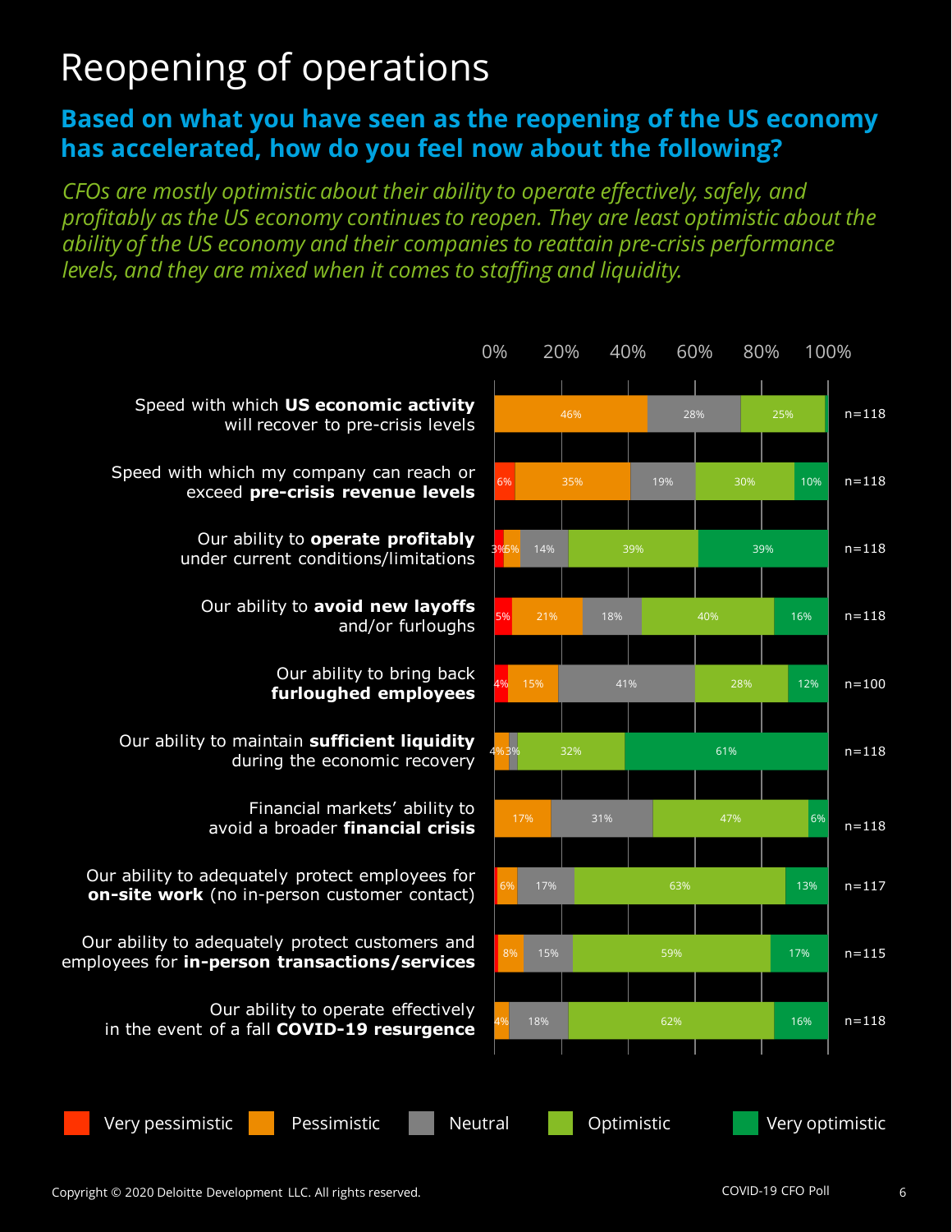# Reopening of operations

## Based on what you have seen as the reopening of the US economy has accelerated, how do you feel now about the following?

*CFOs are mostly optimistic about their ability to operate effectively, safely, and profitably as the US economy continues to reopen. They are least optimistic about the ability of the US economy and their companies to reattain pre-crisis performance levels, and they are mixed when it comes to staffing and liquidity.*

| Item | Very pessimistic | Pessimistic | Neutral | Optimistic | Very optimistic | n |
|---|---|---|---|---|---|---|
| Speed with which **US economic activity** will recover to pre-crisis levels | | 46% | 28% | 25% | | n=118 |
| Speed with which my company can reach or exceed **pre-crisis revenue levels** | 6% | 35% | 19% | 30% | 10% | n=118 |
| Our ability to **operate profitably** under current conditions/limitations | 3% | 5% | 14% | 39% | 39% | n=118 |
| Our ability to **avoid new layoffs** and/or furloughs | 5% | 21% | 18% | 40% | 16% | n=118 |
| Our ability to bring back **furloughed employees** | 4% | 15% | 41% | 28% | 12% | n=100 |
| Our ability to maintain **sufficient liquidity** during the economic recovery | | 4% | 3% | 32% | 61% | n=118 |
| Financial markets' ability to avoid a broader **financial crisis** | | 17% | 31% | 47% | 6% | n=118 |
| Our ability to adequately protect employees for **on-site work** (no in-person customer contact) | | 6% | 17% | 63% | 13% | n=117 |
| Our ability to adequately protect customers and employees for **in-person transactions/services** | | 8% | 15% | 59% | 17% | n=115 |
| Our ability to operate effectively in the event of a fall **COVID-19 resurgence** | | 4% | 18% | 62% | 16% | n=118 |

Copyright © 2020 Deloitte Development LLC. All rights reserved.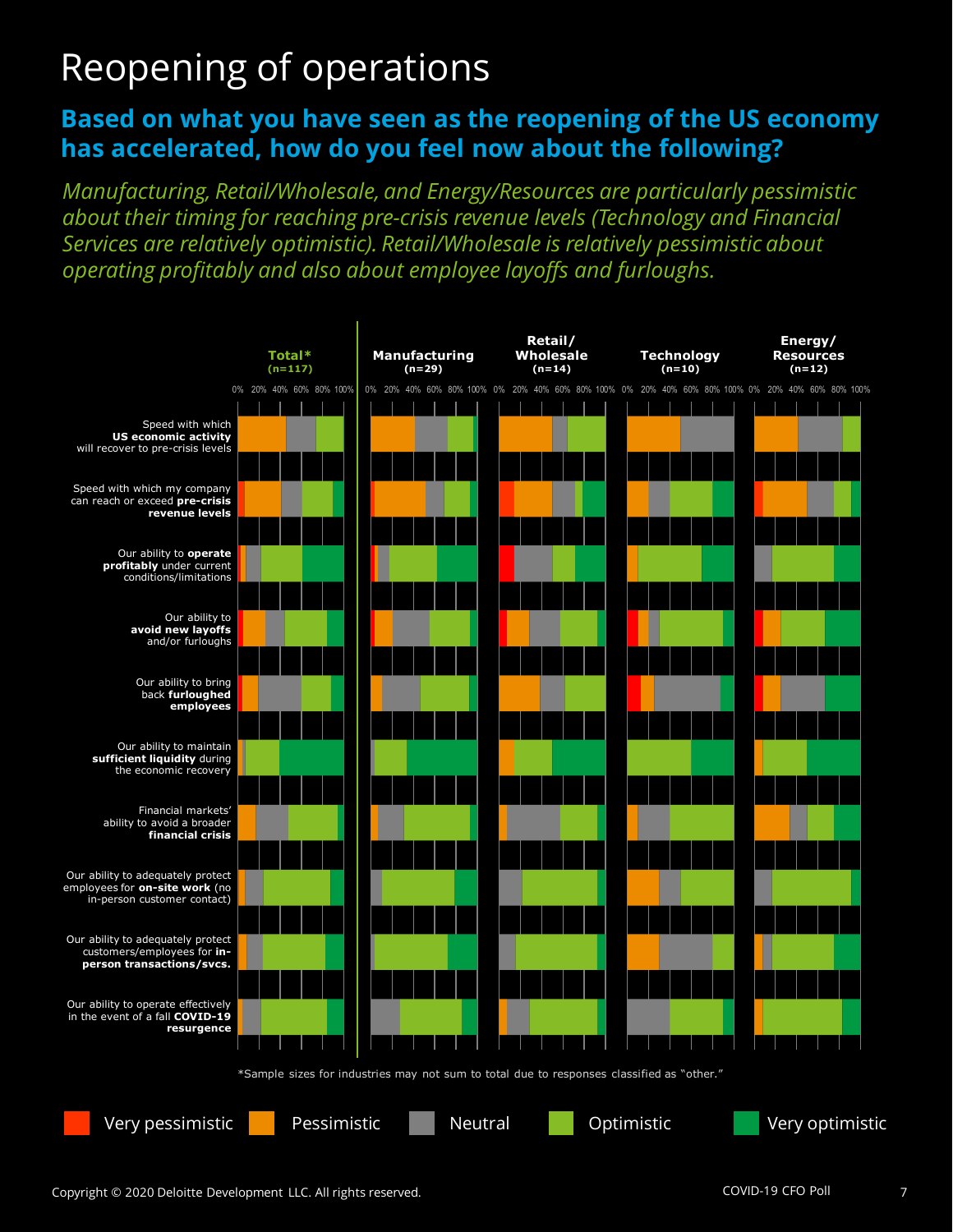# Reopening of operations

## Based on what you have seen as the reopening of the US economy has accelerated, how do you feel now about the following?

*Manufacturing, Retail/Wholesale, and Energy/Resources are particularly pessimistic about their timing for reaching pre-crisis revenue levels (Technology and Financial Services are relatively optimistic). Retail/Wholesale is relatively pessimistic about operating profitably and also about employee layoffs and furloughs.*

Total* (n=117) | Manufacturing (n=29) | Retail/Wholesale (n=14) | Technology (n=10) | Energy/Resources (n=12)

0% 20% 40% 60% 80% 100%

- Speed with which **US economic activity** will recover to pre-crisis levels
- Speed with which my company can reach or exceed **pre-crisis revenue levels**
- Our ability to **operate profitably** under current conditions/limitations
- Our ability to **avoid new layoffs** and/or furloughs
- Our ability to bring back **furloughed employees**
- Our ability to maintain **sufficient liquidity** during the economic recovery
- Financial markets' ability to avoid a broader **financial crisis**
- Our ability to adequately protect employees for **on-site work** (no in-person customer contact)
- Our ability to adequately protect customers/employees for **in-person transactions/svcs.**
- Our ability to operate effectively in the event of a fall **COVID-19 resurgence**

*Sample sizes for industries may not sum to total due to responses classified as "other."

Very pessimistic | Pessimistic | Neutral | Optimistic | Very optimistic

Copyright © 2020 Deloitte Development LLC. All rights reserved.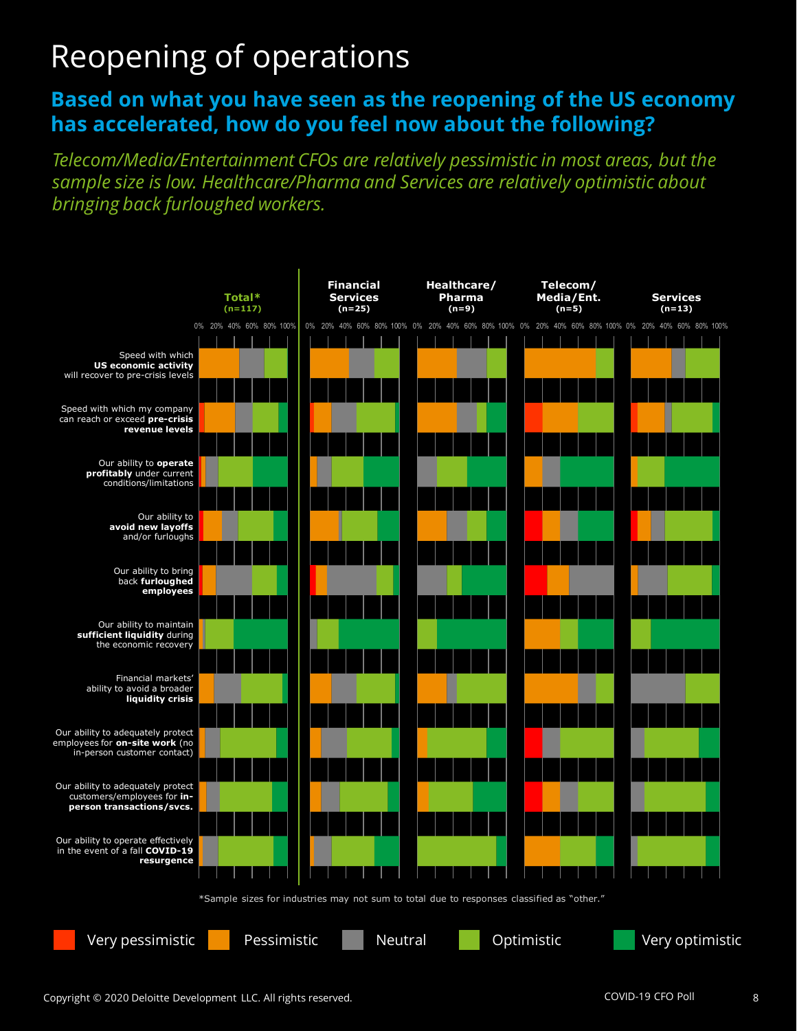# Reopening of operations

## Based on what you have seen as the reopening of the US economy has accelerated, how do you feel now about the following?

*Telecom/Media/Entertainment CFOs are relatively pessimistic in most areas, but the sample size is low. Healthcare/Pharma and Services are relatively optimistic about bringing back furloughed workers.*

Total* (n=117) | Financial Services (n=25) | Healthcare/Pharma (n=9) | Telecom/Media/Ent. (n=5) | Services (n=13)

0% 20% 40% 60% 80% 100%

- Speed with which **US economic activity** will recover to pre-crisis levels
- Speed with which my company can reach or exceed **pre-crisis revenue levels**
- Our ability to **operate profitably** under current conditions/limitations
- Our ability to **avoid new layoffs** and/or furloughs
- Our ability to bring back **furloughed employees**
- Our ability to maintain **sufficient liquidity** during the economic recovery
- Financial markets' ability to avoid a broader **liquidity crisis**
- Our ability to adequately protect employees for **on-site work** (no in-person customer contact)
- Our ability to adequately protect customers/employees for **in-person transactions/svcs.**
- Our ability to operate effectively in the event of a fall **COVID-19 resurgence**

*Sample sizes for industries may not sum to total due to responses classified as "other."

Very pessimistic | Pessimistic | Neutral | Optimistic | Very optimistic

Copyright © 2020 Deloitte Development LLC. All rights reserved.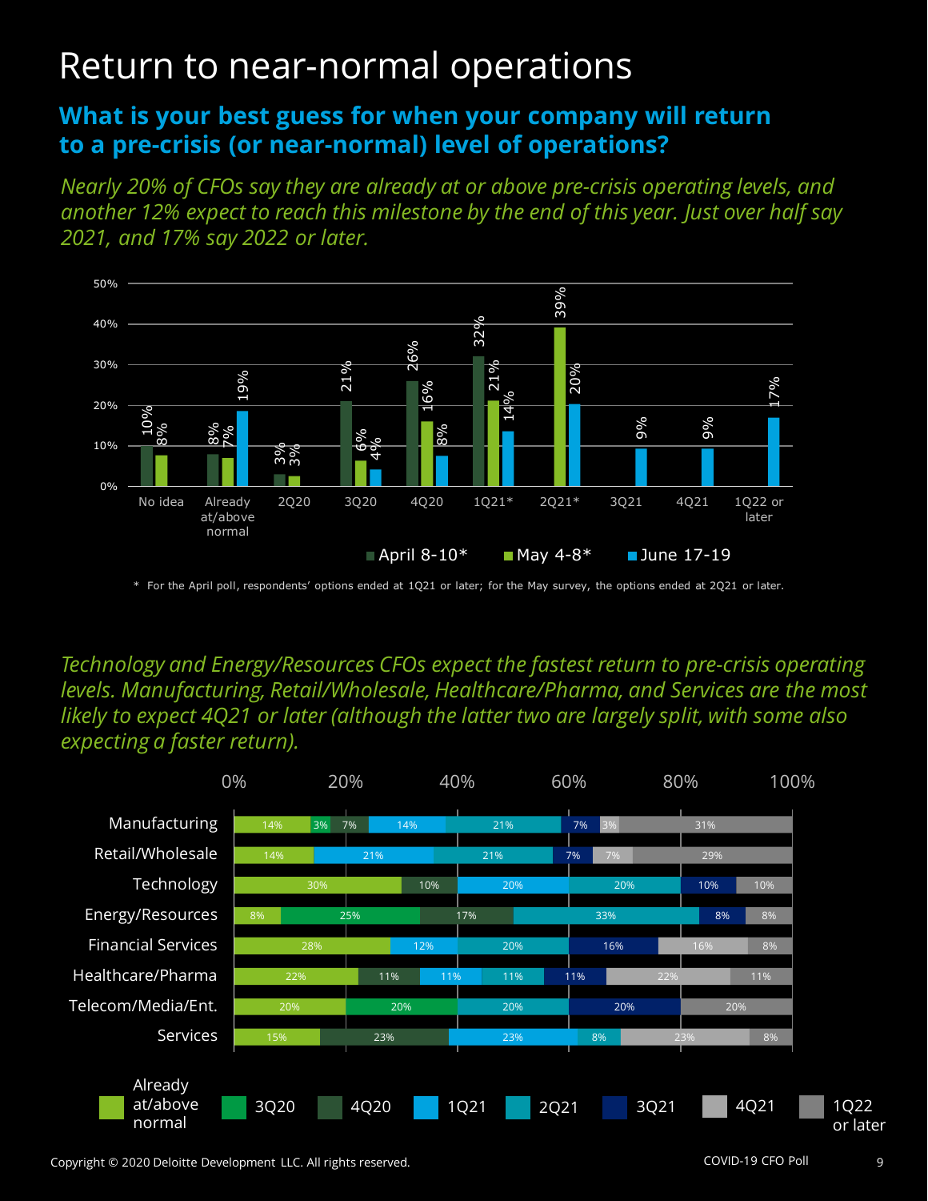# Return to near-normal operations

## What is your best guess for when your company will return to a pre-crisis (or near-normal) level of operations?

*Nearly 20% of CFOs say they are already at or above pre-crisis operating levels, and another 12% expect to reach this milestone by the end of this year. Just over half say 2021, and 17% say 2022 or later.*

| | April 8-10* | May 4-8* | June 17-19 |
|---|---|---|---|
| No idea | 10% | 8% | |
| Already at/above normal | 8% | 7% | 19% |
| 2Q20 | 3% | 3% | |
| 3Q20 | 21% | 6% | 4% |
| 4Q20 | 26% | 16% | 8% |
| 1Q21* | 32% | 21% | 14% |
| 2Q21* | | 39% | 20% |
| 3Q21 | | | 9% |
| 4Q21 | | | 9% |
| 1Q22 or later | | | 17% |

\* For the April poll, respondents' options ended at 1Q21 or later; for the May survey, the options ended at 2Q21 or later.

*Technology and Energy/Resources CFOs expect the fastest return to pre-crisis operating levels. Manufacturing, Retail/Wholesale, Healthcare/Pharma, and Services are the most likely to expect 4Q21 or later (although the latter two are largely split, with some also expecting a faster return).*

| | Already at/above normal | 3Q20 | 4Q20 | 1Q21 | 2Q21 | 3Q21 | 4Q21 | 1Q22 or later |
|---|---|---|---|---|---|---|---|---|
| Manufacturing | 14% | 3% | 7% | 14% | 21% | 7% | 3% | 31% |
| Retail/Wholesale | 14% | | | 21% | 21% | 7% | 7% | 29% |
| Technology | 30% | | 10% | 20% | 20% | 10% | | 10% |
| Energy/Resources | 8% | 25% | 17% | | 33% | 8% | | 8% |
| Financial Services | 28% | | | 12% | 20% | 16% | 16% | 8% |
| Healthcare/Pharma | 22% | | 11% | 11% | 11% | 11% | 22% | 11% |
| Telecom/Media/Ent. | 20% | 20% | | | 20% | 20% | | 20% |
| Services | 15% | | 23% | 23% | 8% | | 23% | 8% |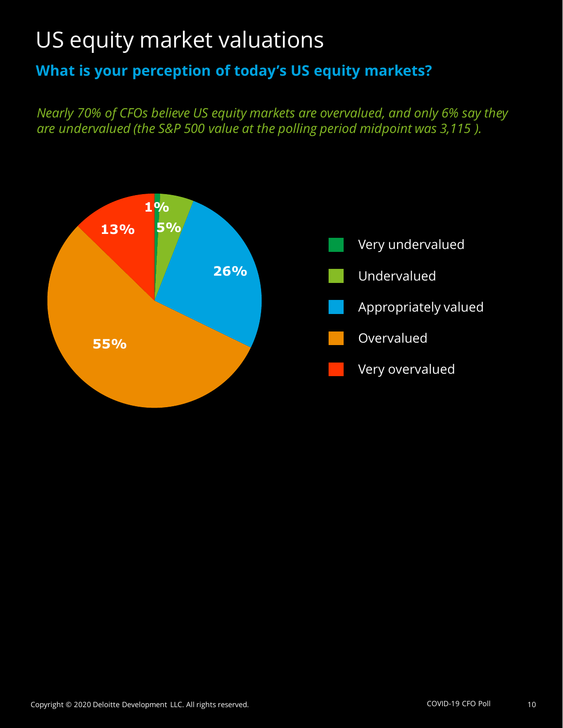# US equity market valuations

## What is your perception of today's US equity markets?

*Nearly 70% of CFOs believe US equity markets are overvalued, and only 6% say they are undervalued (the S&P 500 value at the polling period midpoint was 3,115 ).*

| Perception | Percentage |
| --- | --- |
| Very undervalued | 1% |
| Undervalued | 5% |
| Appropriately valued | 26% |
| Overvalued | 55% |
| Very overvalued | 13% |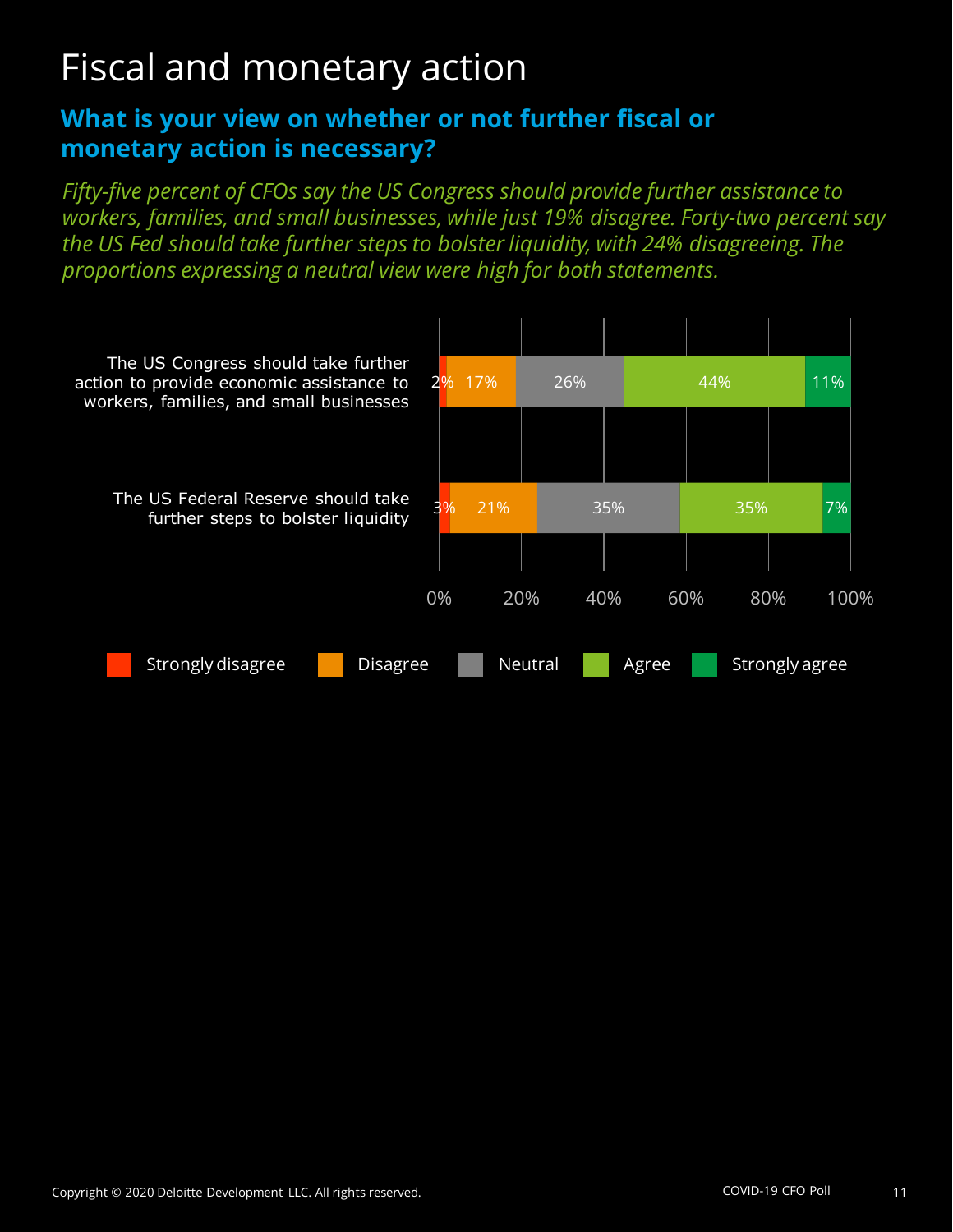# Fiscal and monetary action

## What is your view on whether or not further fiscal or monetary action is necessary?

*Fifty-five percent of CFOs say the US Congress should provide further assistance to workers, families, and small businesses, while just 19% disagree. Forty-two percent say the US Fed should take further steps to bolster liquidity, with 24% disagreeing. The proportions expressing a neutral view were high for both statements.*

| Statement | Strongly disagree | Disagree | Neutral | Agree | Strongly agree |
|---|---|---|---|---|---|
| The US Congress should take further action to provide economic assistance to workers, families, and small businesses | 2% | 17% | 26% | 44% | 11% |
| The US Federal Reserve should take further steps to bolster liquidity | 3% | 21% | 35% | 35% | 7% |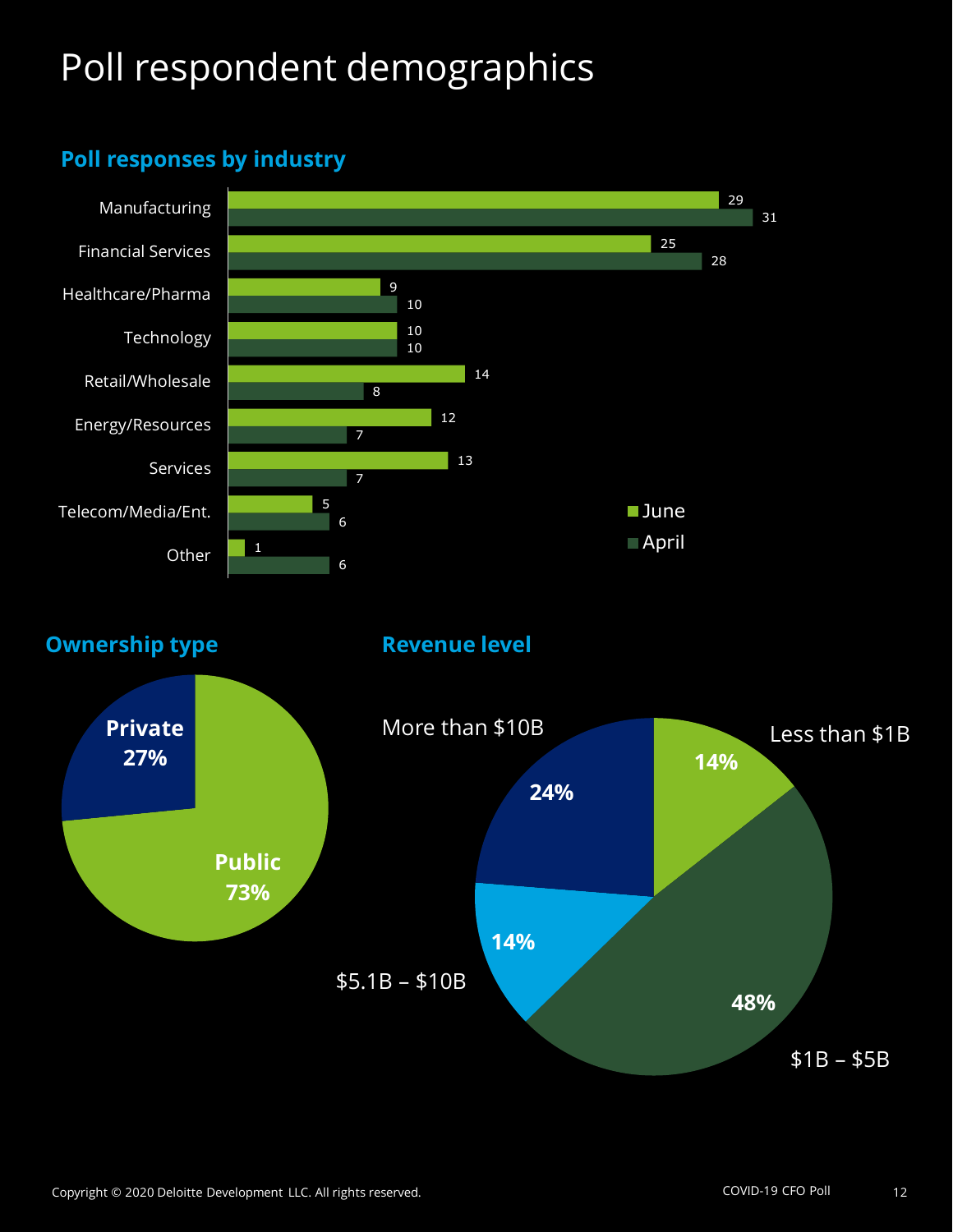# Poll respondent demographics

## Poll responses by industry

| Industry | June | April |
|---|---|---|
| Manufacturing | 29 | 31 |
| Financial Services | 25 | 28 |
| Healthcare/Pharma | 9 | 10 |
| Technology | 10 | 10 |
| Retail/Wholesale | 14 | 8 |
| Energy/Resources | 12 | 7 |
| Services | 13 | 7 |
| Telecom/Media/Ent. | 5 | 6 |
| Other | 1 | 6 |

## Ownership type

| Ownership type | Share |
|---|---|
| Private | 27% |
| Public | 73% |

## Revenue level

| Revenue level | Share |
|---|---|
| Less than $1B | 14% |
| $1B – $5B | 48% |
| $5.1B – $10B | 14% |
| More than $10B | 24% |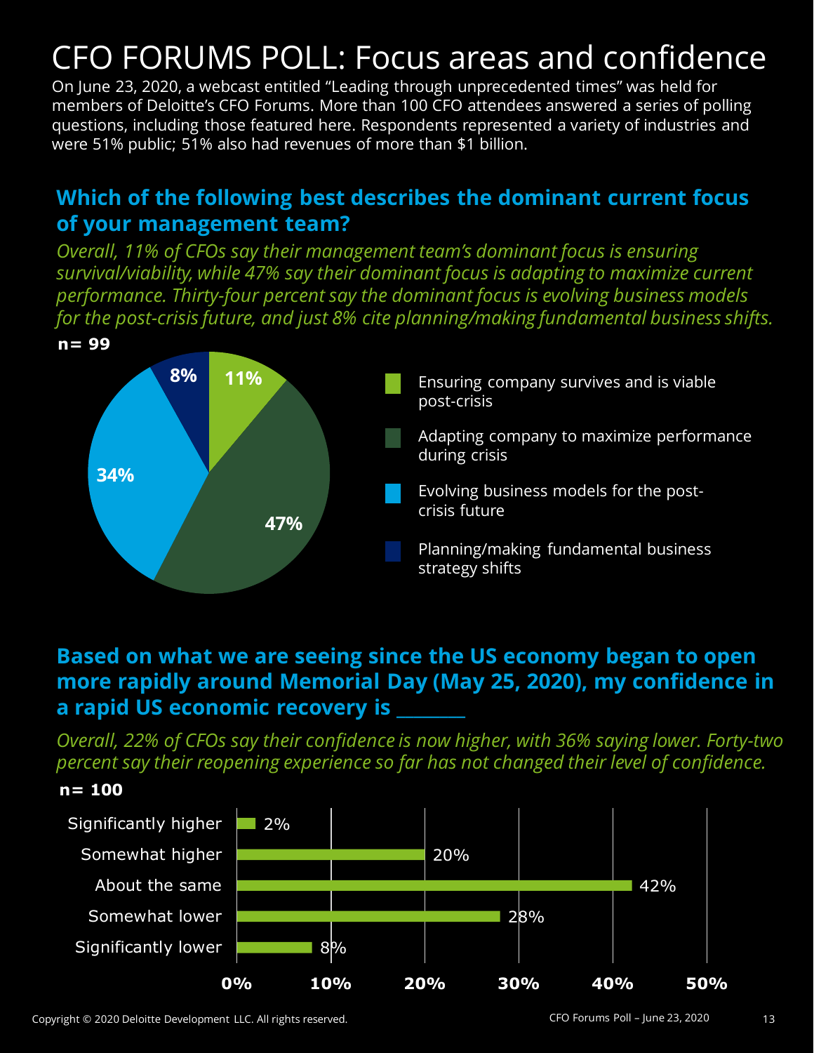# CFO FORUMS POLL: Focus areas and confidence

On June 23, 2020, a webcast entitled "Leading through unprecedented times" was held for members of Deloitte's CFO Forums. More than 100 CFO attendees answered a series of polling questions, including those featured here. Respondents represented a variety of industries and were 51% public; 51% also had revenues of more than $1 billion.

## Which of the following best describes the dominant current focus of your management team?

*Overall, 11% of CFOs say their management team's dominant focus is ensuring survival/viability, while 47% say their dominant focus is adapting to maximize current performance. Thirty-four percent say the dominant focus is evolving business models for the post-crisis future, and just 8% cite planning/making fundamental business shifts.*

**n= 99**

| Focus | Percentage |
|---|---|
| Ensuring company survives and is viable post-crisis | 11% |
| Adapting company to maximize performance during crisis | 47% |
| Evolving business models for the post-crisis future | 34% |
| Planning/making fundamental business strategy shifts | 8% |

## Based on what we are seeing since the US economy began to open more rapidly around Memorial Day (May 25, 2020), my confidence in a rapid US economic recovery is ______

*Overall, 22% of CFOs say their confidence is now higher, with 36% saying lower. Forty-two percent say their reopening experience so far has not changed their level of confidence.*

**n= 100**

| Response | Percentage |
|---|---|
| Significantly higher | 2% |
| Somewhat higher | 20% |
| About the same | 42% |
| Somewhat lower | 28% |
| Significantly lower | 8% |

Copyright © 2020 Deloitte Development LLC. All rights reserved.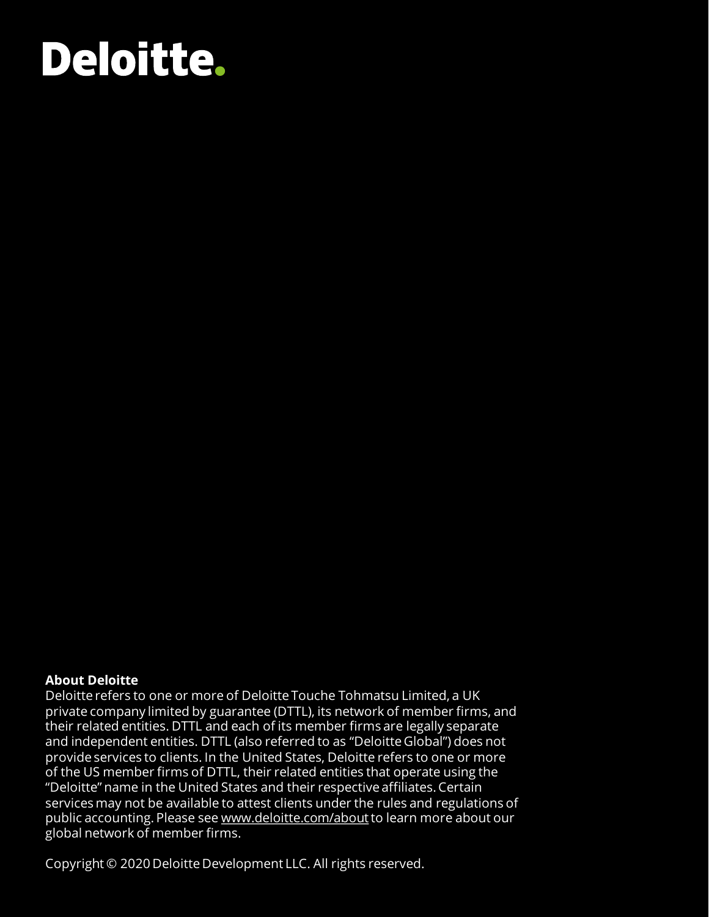Deloitte.

**About Deloitte**
Deloitte refers to one or more of Deloitte Touche Tohmatsu Limited, a UK private company limited by guarantee (DTTL), its network of member firms, and their related entities. DTTL and each of its member firms are legally separate and independent entities. DTTL (also referred to as "Deloitte Global") does not provide services to clients. In the United States, Deloitte refers to one or more of the US member firms of DTTL, their related entities that operate using the "Deloitte" name in the United States and their respective affiliates. Certain services may not be available to attest clients under the rules and regulations of public accounting. Please see www.deloitte.com/about to learn more about our global network of member firms.

Copyright © 2020 Deloitte Development LLC. All rights reserved.